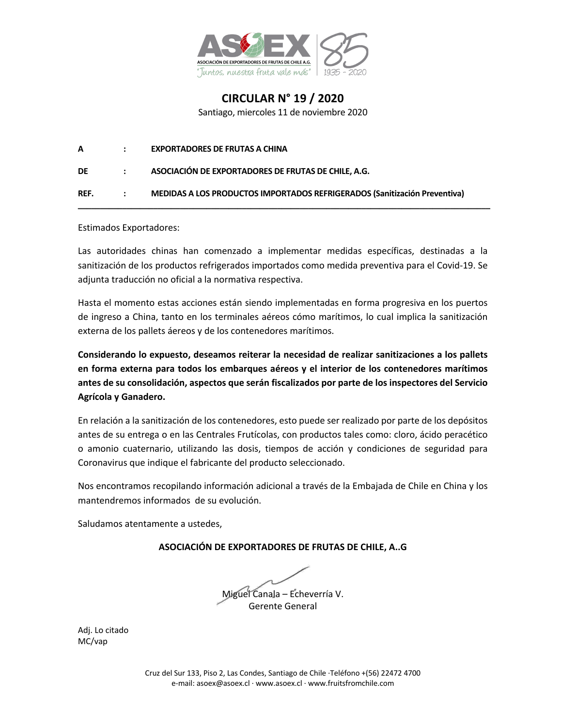# CIRCULAR N° 19 / 2020

Santiago, miercoles 11 de noviembre 2020

**A : EXPORTADORES DE FRUTAS A CHINA**

**DE : ASOCIACIÓN DE EXPORTADORES DE FRUTAS DE CHILE, A.G.**

**REF. : MEDIDAS A LOS PRODUCTOS IMPORTADOS REFRIGERADOS (Sanitización Preventiva)**

---

Estimados Exportadores:

Las autoridades chinas han comenzado a implementar medidas específicas, destinadas a la sanitización de los productos refrigerados importados como medida preventiva para el Covid-19. Se adjunta traducción no oficial a la normativa respectiva.

Hasta el momento estas acciones están siendo implementadas en forma progresiva en los puertos de ingreso a China, tanto en los terminales aéreos cómo marítimos, lo cual implica la sanitización externa de los pallets áereos y de los contenedores marítimos.

**Considerando lo expuesto, deseamos reiterar la necesidad de realizar sanitizaciones a los pallets en forma externa para todos los embarques aéreos y el interior de los contenedores marítimos antes de su consolidación, aspectos que serán fiscalizados por parte de los inspectores del Servicio Agrícola y Ganadero.**

En relación a la sanitización de los contenedores, esto puede ser realizado por parte de los depósitos antes de su entrega o en las Centrales Frutícolas, con productos tales como: cloro, ácido peracético o amonio cuaternario, utilizando las dosis, tiempos de acción y condiciones de seguridad para Coronavirus que indique el fabricante del producto seleccionado.

Nos encontramos recopilando información adicional a través de la Embajada de Chile en China y los mantendremos informados de su evolución.

Saludamos atentamente a ustedes,

**ASOCIACIÓN DE EXPORTADORES DE FRUTAS DE CHILE, A..G**

Miguel Canala – Echeverría V.
Gerente General

Adj. Lo citado
MC/vap

Cruz del Sur 133, Piso 2, Las Condes, Santiago de Chile ·Teléfono +(56) 22472 4700
e-mail: asoex@asoex.cl · www.asoex.cl · www.fruitsfromchile.com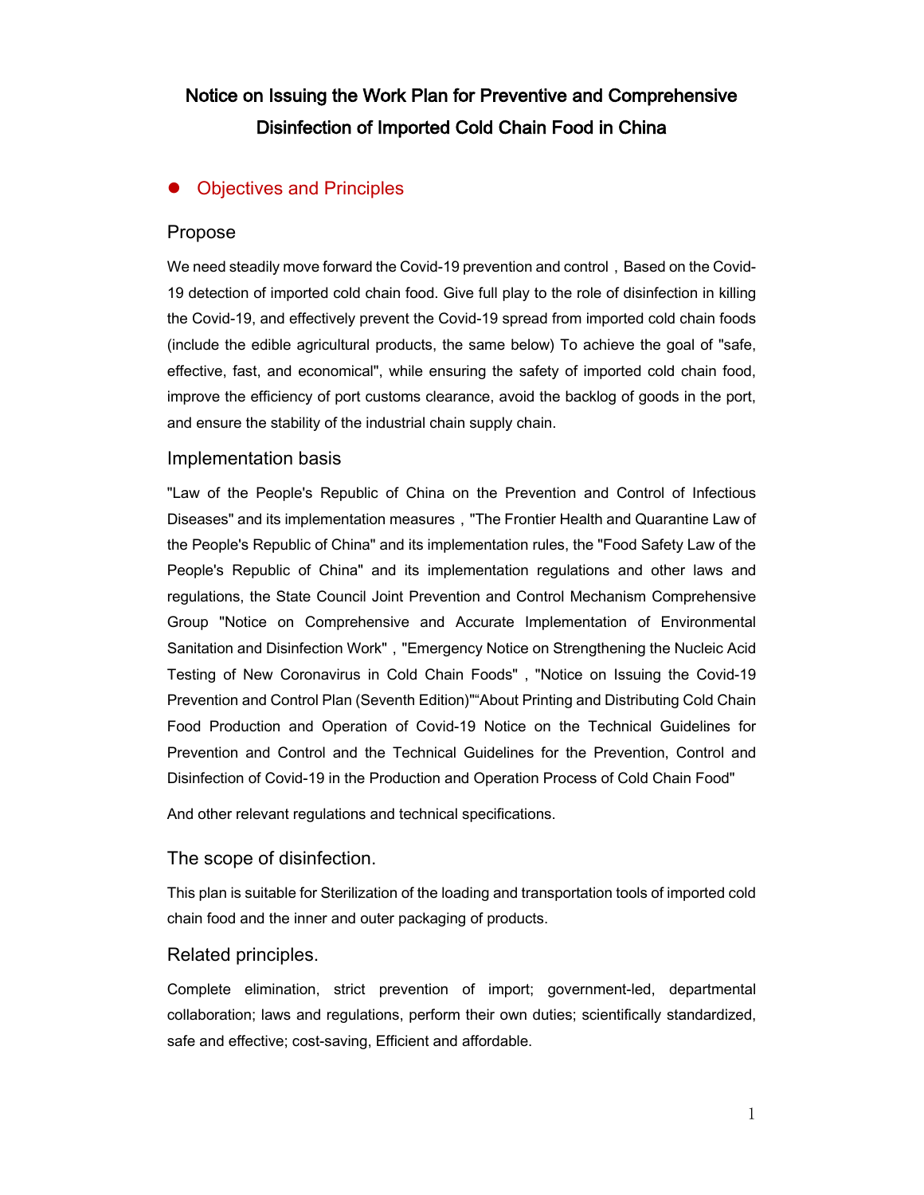# Notice on Issuing the Work Plan for Preventive and Comprehensive Disinfection of Imported Cold Chain Food in China

## Objectives and Principles

### Propose

We need steadily move forward the Covid-19 prevention and control，Based on the Covid-19 detection of imported cold chain food. Give full play to the role of disinfection in killing the Covid-19, and effectively prevent the Covid-19 spread from imported cold chain foods (include the edible agricultural products, the same below) To achieve the goal of "safe, effective, fast, and economical", while ensuring the safety of imported cold chain food, improve the efficiency of port customs clearance, avoid the backlog of goods in the port, and ensure the stability of the industrial chain supply chain.

### Implementation basis

"Law of the People's Republic of China on the Prevention and Control of Infectious Diseases" and its implementation measures，"The Frontier Health and Quarantine Law of the People's Republic of China" and its implementation rules, the "Food Safety Law of the People's Republic of China" and its implementation regulations and other laws and regulations, the State Council Joint Prevention and Control Mechanism Comprehensive Group "Notice on Comprehensive and Accurate Implementation of Environmental Sanitation and Disinfection Work"，"Emergency Notice on Strengthening the Nucleic Acid Testing of New Coronavirus in Cold Chain Foods" , "Notice on Issuing the Covid-19 Prevention and Control Plan (Seventh Edition)"“About Printing and Distributing Cold Chain Food Production and Operation of Covid-19 Notice on the Technical Guidelines for Prevention and Control and the Technical Guidelines for the Prevention, Control and Disinfection of Covid-19 in the Production and Operation Process of Cold Chain Food"

And other relevant regulations and technical specifications.

### The scope of disinfection.

This plan is suitable for Sterilization of the loading and transportation tools of imported cold chain food and the inner and outer packaging of products.

### Related principles.

Complete elimination, strict prevention of import; government-led, departmental collaboration; laws and regulations, perform their own duties; scientifically standardized, safe and effective; cost-saving, Efficient and affordable.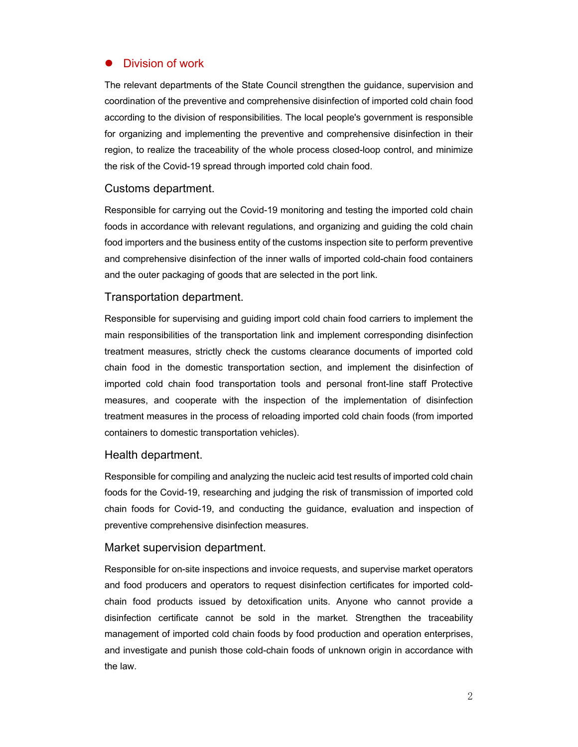## Division of work

The relevant departments of the State Council strengthen the guidance, supervision and coordination of the preventive and comprehensive disinfection of imported cold chain food according to the division of responsibilities. The local people's government is responsible for organizing and implementing the preventive and comprehensive disinfection in their region, to realize the traceability of the whole process closed-loop control, and minimize the risk of the Covid-19 spread through imported cold chain food.

### Customs department.

Responsible for carrying out the Covid-19 monitoring and testing the imported cold chain foods in accordance with relevant regulations, and organizing and guiding the cold chain food importers and the business entity of the customs inspection site to perform preventive and comprehensive disinfection of the inner walls of imported cold-chain food containers and the outer packaging of goods that are selected in the port link.

### Transportation department.

Responsible for supervising and guiding import cold chain food carriers to implement the main responsibilities of the transportation link and implement corresponding disinfection treatment measures, strictly check the customs clearance documents of imported cold chain food in the domestic transportation section, and implement the disinfection of imported cold chain food transportation tools and personal front-line staff Protective measures, and cooperate with the inspection of the implementation of disinfection treatment measures in the process of reloading imported cold chain foods (from imported containers to domestic transportation vehicles).

### Health department.

Responsible for compiling and analyzing the nucleic acid test results of imported cold chain foods for the Covid-19, researching and judging the risk of transmission of imported cold chain foods for Covid-19, and conducting the guidance, evaluation and inspection of preventive comprehensive disinfection measures.

### Market supervision department.

Responsible for on-site inspections and invoice requests, and supervise market operators and food producers and operators to request disinfection certificates for imported cold-chain food products issued by detoxification units. Anyone who cannot provide a disinfection certificate cannot be sold in the market. Strengthen the traceability management of imported cold chain foods by food production and operation enterprises, and investigate and punish those cold-chain foods of unknown origin in accordance with the law.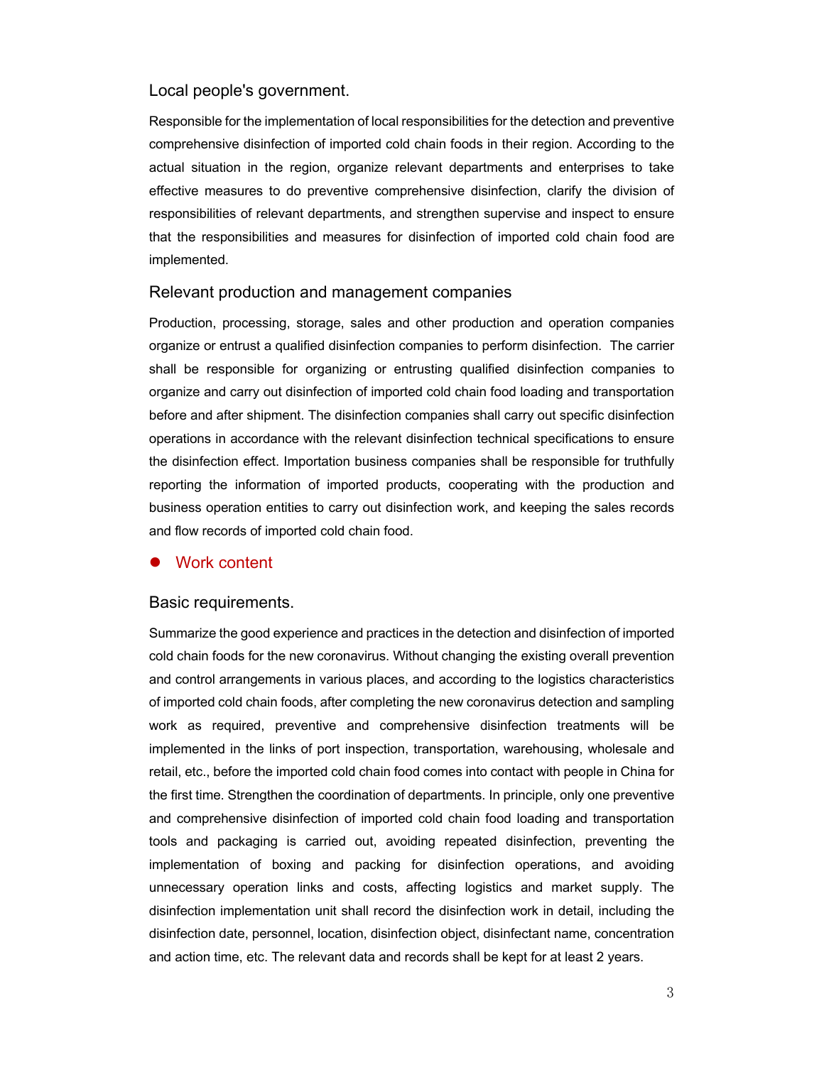### Local people's government.

Responsible for the implementation of local responsibilities for the detection and preventive comprehensive disinfection of imported cold chain foods in their region. According to the actual situation in the region, organize relevant departments and enterprises to take effective measures to do preventive comprehensive disinfection, clarify the division of responsibilities of relevant departments, and strengthen supervise and inspect to ensure that the responsibilities and measures for disinfection of imported cold chain food are implemented.

### Relevant production and management companies

Production, processing, storage, sales and other production and operation companies organize or entrust a qualified disinfection companies to perform disinfection. The carrier shall be responsible for organizing or entrusting qualified disinfection companies to organize and carry out disinfection of imported cold chain food loading and transportation before and after shipment. The disinfection companies shall carry out specific disinfection operations in accordance with the relevant disinfection technical specifications to ensure the disinfection effect. Importation business companies shall be responsible for truthfully reporting the information of imported products, cooperating with the production and business operation entities to carry out disinfection work, and keeping the sales records and flow records of imported cold chain food.

## Work content

### Basic requirements.

Summarize the good experience and practices in the detection and disinfection of imported cold chain foods for the new coronavirus. Without changing the existing overall prevention and control arrangements in various places, and according to the logistics characteristics of imported cold chain foods, after completing the new coronavirus detection and sampling work as required, preventive and comprehensive disinfection treatments will be implemented in the links of port inspection, transportation, warehousing, wholesale and retail, etc., before the imported cold chain food comes into contact with people in China for the first time. Strengthen the coordination of departments. In principle, only one preventive and comprehensive disinfection of imported cold chain food loading and transportation tools and packaging is carried out, avoiding repeated disinfection, preventing the implementation of boxing and packing for disinfection operations, and avoiding unnecessary operation links and costs, affecting logistics and market supply. The disinfection implementation unit shall record the disinfection work in detail, including the disinfection date, personnel, location, disinfection object, disinfectant name, concentration and action time, etc. The relevant data and records shall be kept for at least 2 years.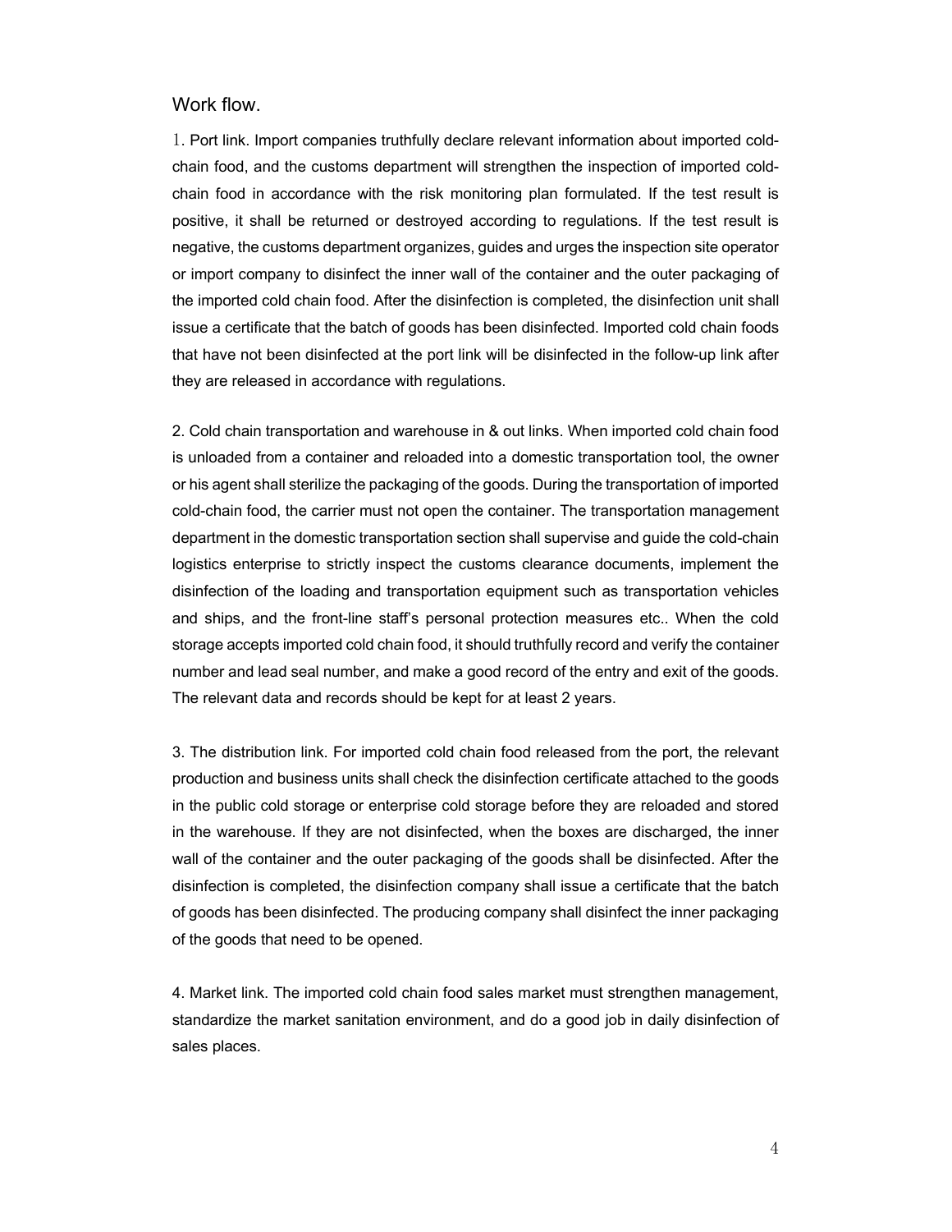## Work flow.

1. Port link. Import companies truthfully declare relevant information about imported cold-chain food, and the customs department will strengthen the inspection of imported cold-chain food in accordance with the risk monitoring plan formulated. If the test result is positive, it shall be returned or destroyed according to regulations. If the test result is negative, the customs department organizes, guides and urges the inspection site operator or import company to disinfect the inner wall of the container and the outer packaging of the imported cold chain food. After the disinfection is completed, the disinfection unit shall issue a certificate that the batch of goods has been disinfected. Imported cold chain foods that have not been disinfected at the port link will be disinfected in the follow-up link after they are released in accordance with regulations.

2. Cold chain transportation and warehouse in & out links. When imported cold chain food is unloaded from a container and reloaded into a domestic transportation tool, the owner or his agent shall sterilize the packaging of the goods. During the transportation of imported cold-chain food, the carrier must not open the container. The transportation management department in the domestic transportation section shall supervise and guide the cold-chain logistics enterprise to strictly inspect the customs clearance documents, implement the disinfection of the loading and transportation equipment such as transportation vehicles and ships, and the front-line staff's personal protection measures etc.. When the cold storage accepts imported cold chain food, it should truthfully record and verify the container number and lead seal number, and make a good record of the entry and exit of the goods. The relevant data and records should be kept for at least 2 years.

3. The distribution link. For imported cold chain food released from the port, the relevant production and business units shall check the disinfection certificate attached to the goods in the public cold storage or enterprise cold storage before they are reloaded and stored in the warehouse. If they are not disinfected, when the boxes are discharged, the inner wall of the container and the outer packaging of the goods shall be disinfected. After the disinfection is completed, the disinfection company shall issue a certificate that the batch of goods has been disinfected. The producing company shall disinfect the inner packaging of the goods that need to be opened.

4. Market link. The imported cold chain food sales market must strengthen management, standardize the market sanitation environment, and do a good job in daily disinfection of sales places.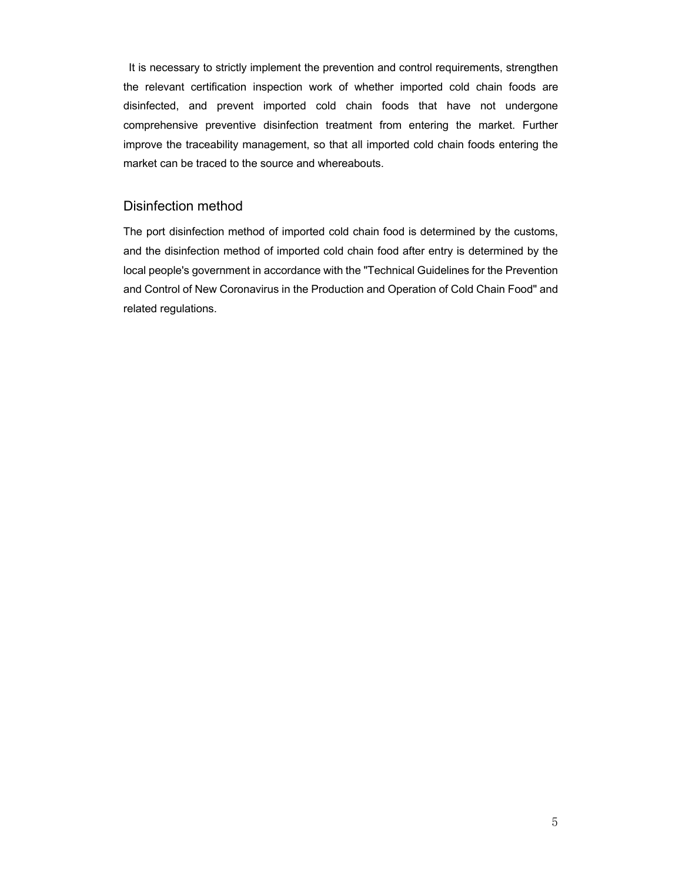It is necessary to strictly implement the prevention and control requirements, strengthen the relevant certification inspection work of whether imported cold chain foods are disinfected, and prevent imported cold chain foods that have not undergone comprehensive preventive disinfection treatment from entering the market. Further improve the traceability management, so that all imported cold chain foods entering the market can be traced to the source and whereabouts.

## Disinfection method

The port disinfection method of imported cold chain food is determined by the customs, and the disinfection method of imported cold chain food after entry is determined by the local people's government in accordance with the "Technical Guidelines for the Prevention and Control of New Coronavirus in the Production and Operation of Cold Chain Food" and related regulations.